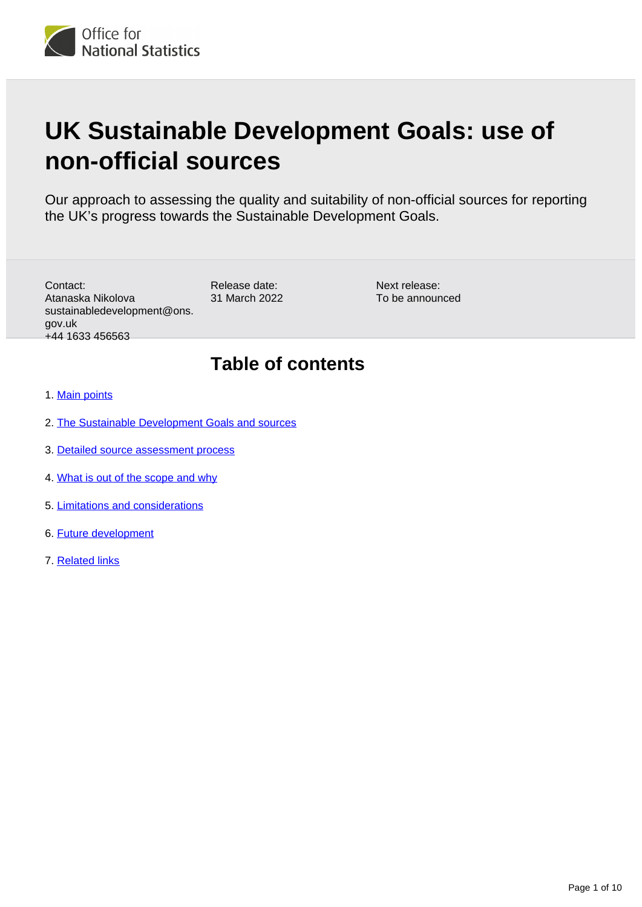Office for National Statistics

# UK Sustainable Development Goals: use of non-official sources

Our approach to assessing the quality and suitability of non-official sources for reporting the UK's progress towards the Sustainable Development Goals.

Contact:
Atanaska Nikolova
sustainabledevelopment@ons.gov.uk
+44 1633 456563

Release date:
31 March 2022

Next release:
To be announced

## Table of contents

1. Main points
2. The Sustainable Development Goals and sources
3. Detailed source assessment process
4. What is out of the scope and why
5. Limitations and considerations
6. Future development
7. Related links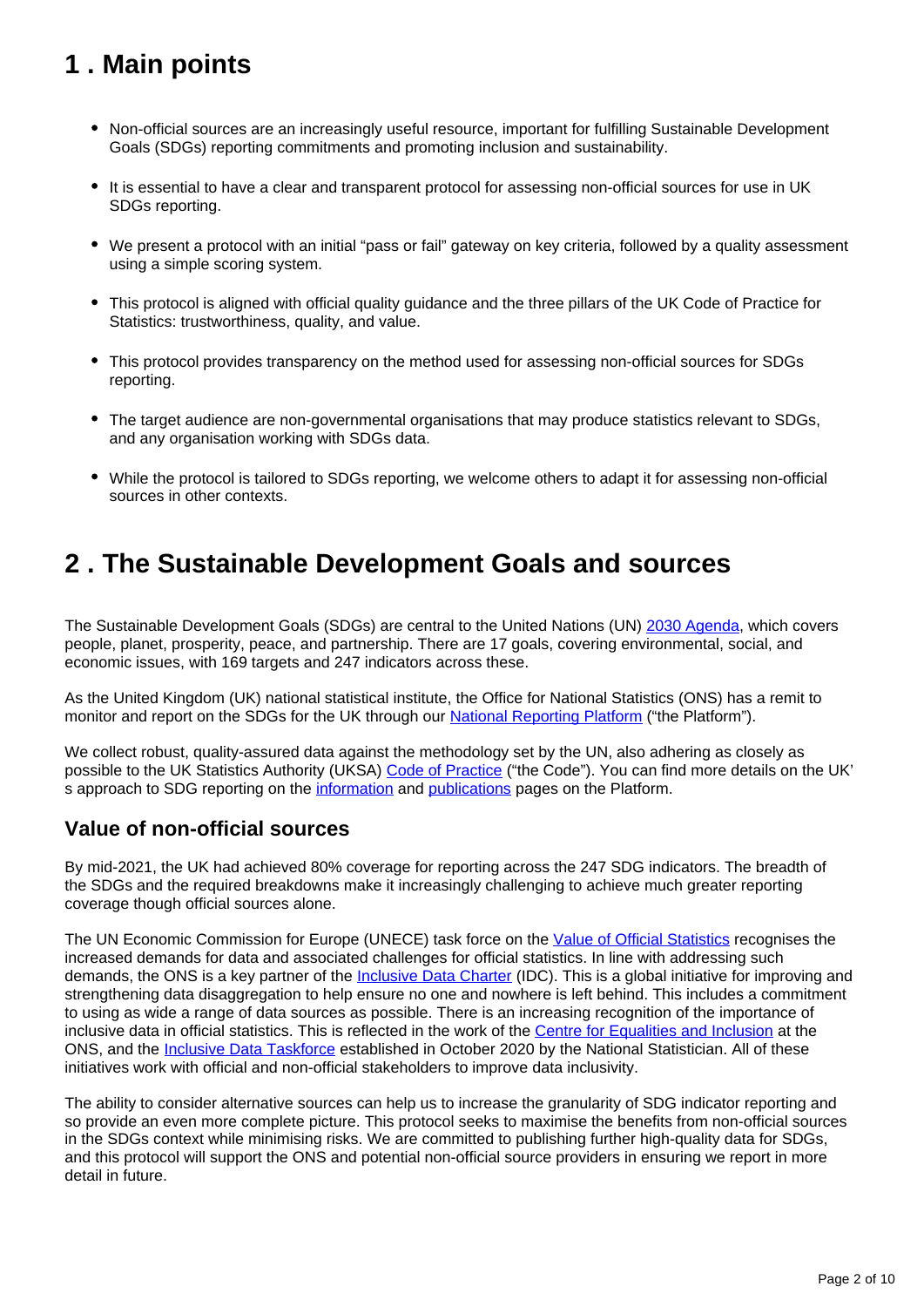## 1 . Main points

- Non-official sources are an increasingly useful resource, important for fulfilling Sustainable Development Goals (SDGs) reporting commitments and promoting inclusion and sustainability.
- It is essential to have a clear and transparent protocol for assessing non-official sources for use in UK SDGs reporting.
- We present a protocol with an initial "pass or fail" gateway on key criteria, followed by a quality assessment using a simple scoring system.
- This protocol is aligned with official quality guidance and the three pillars of the UK Code of Practice for Statistics: trustworthiness, quality, and value.
- This protocol provides transparency on the method used for assessing non-official sources for SDGs reporting.
- The target audience are non-governmental organisations that may produce statistics relevant to SDGs, and any organisation working with SDGs data.
- While the protocol is tailored to SDGs reporting, we welcome others to adapt it for assessing non-official sources in other contexts.

## 2 . The Sustainable Development Goals and sources

The Sustainable Development Goals (SDGs) are central to the United Nations (UN) 2030 Agenda, which covers people, planet, prosperity, peace, and partnership. There are 17 goals, covering environmental, social, and economic issues, with 169 targets and 247 indicators across these.

As the United Kingdom (UK) national statistical institute, the Office for National Statistics (ONS) has a remit to monitor and report on the SDGs for the UK through our National Reporting Platform ("the Platform").

We collect robust, quality-assured data against the methodology set by the UN, also adhering as closely as possible to the UK Statistics Authority (UKSA) Code of Practice ("the Code"). You can find more details on the UK's approach to SDG reporting on the information and publications pages on the Platform.

### Value of non-official sources

By mid-2021, the UK had achieved 80% coverage for reporting across the 247 SDG indicators. The breadth of the SDGs and the required breakdowns make it increasingly challenging to achieve much greater reporting coverage though official sources alone.

The UN Economic Commission for Europe (UNECE) task force on the Value of Official Statistics recognises the increased demands for data and associated challenges for official statistics. In line with addressing such demands, the ONS is a key partner of the Inclusive Data Charter (IDC). This is a global initiative for improving and strengthening data disaggregation to help ensure no one and nowhere is left behind. This includes a commitment to using as wide a range of data sources as possible. There is an increasing recognition of the importance of inclusive data in official statistics. This is reflected in the work of the Centre for Equalities and Inclusion at the ONS, and the Inclusive Data Taskforce established in October 2020 by the National Statistician. All of these initiatives work with official and non-official stakeholders to improve data inclusivity.

The ability to consider alternative sources can help us to increase the granularity of SDG indicator reporting and so provide an even more complete picture. This protocol seeks to maximise the benefits from non-official sources in the SDGs context while minimising risks. We are committed to publishing further high-quality data for SDGs, and this protocol will support the ONS and potential non-official source providers in ensuring we report in more detail in future.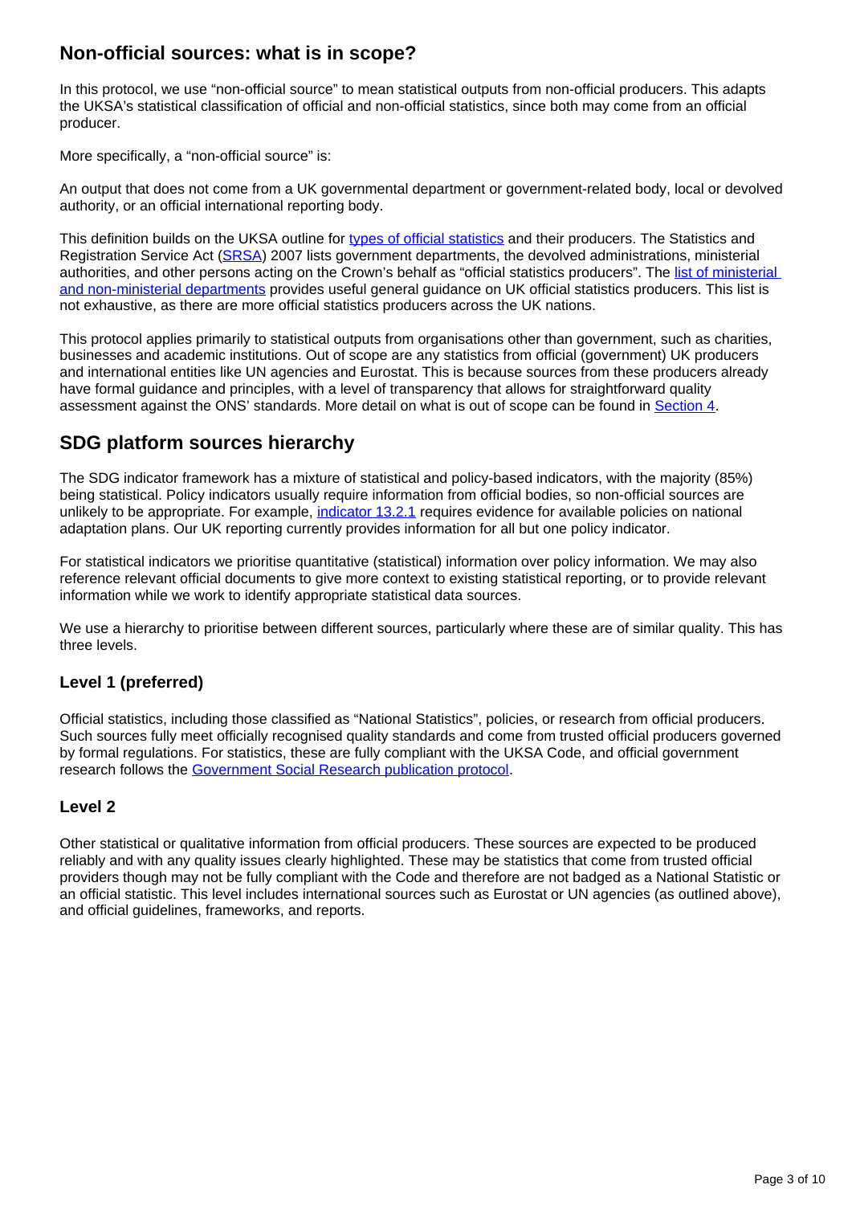## Non-official sources: what is in scope?

In this protocol, we use "non-official source" to mean statistical outputs from non-official producers. This adapts the UKSA's statistical classification of official and non-official statistics, since both may come from an official producer.

More specifically, a "non-official source" is:

An output that does not come from a UK governmental department or government-related body, local or devolved authority, or an official international reporting body.

This definition builds on the UKSA outline for types of official statistics and their producers. The Statistics and Registration Service Act (SRSA) 2007 lists government departments, the devolved administrations, ministerial authorities, and other persons acting on the Crown's behalf as "official statistics producers". The list of ministerial and non-ministerial departments provides useful general guidance on UK official statistics producers. This list is not exhaustive, as there are more official statistics producers across the UK nations.

This protocol applies primarily to statistical outputs from organisations other than government, such as charities, businesses and academic institutions. Out of scope are any statistics from official (government) UK producers and international entities like UN agencies and Eurostat. This is because sources from these producers already have formal guidance and principles, with a level of transparency that allows for straightforward quality assessment against the ONS' standards. More detail on what is out of scope can be found in Section 4.

## SDG platform sources hierarchy

The SDG indicator framework has a mixture of statistical and policy-based indicators, with the majority (85%) being statistical. Policy indicators usually require information from official bodies, so non-official sources are unlikely to be appropriate. For example, indicator 13.2.1 requires evidence for available policies on national adaptation plans. Our UK reporting currently provides information for all but one policy indicator.

For statistical indicators we prioritise quantitative (statistical) information over policy information. We may also reference relevant official documents to give more context to existing statistical reporting, or to provide relevant information while we work to identify appropriate statistical data sources.

We use a hierarchy to prioritise between different sources, particularly where these are of similar quality. This has three levels.

### Level 1 (preferred)

Official statistics, including those classified as "National Statistics", policies, or research from official producers. Such sources fully meet officially recognised quality standards and come from trusted official producers governed by formal regulations. For statistics, these are fully compliant with the UKSA Code, and official government research follows the Government Social Research publication protocol.

### Level 2

Other statistical or qualitative information from official producers. These sources are expected to be produced reliably and with any quality issues clearly highlighted. These may be statistics that come from trusted official providers though may not be fully compliant with the Code and therefore are not badged as a National Statistic or an official statistic. This level includes international sources such as Eurostat or UN agencies (as outlined above), and official guidelines, frameworks, and reports.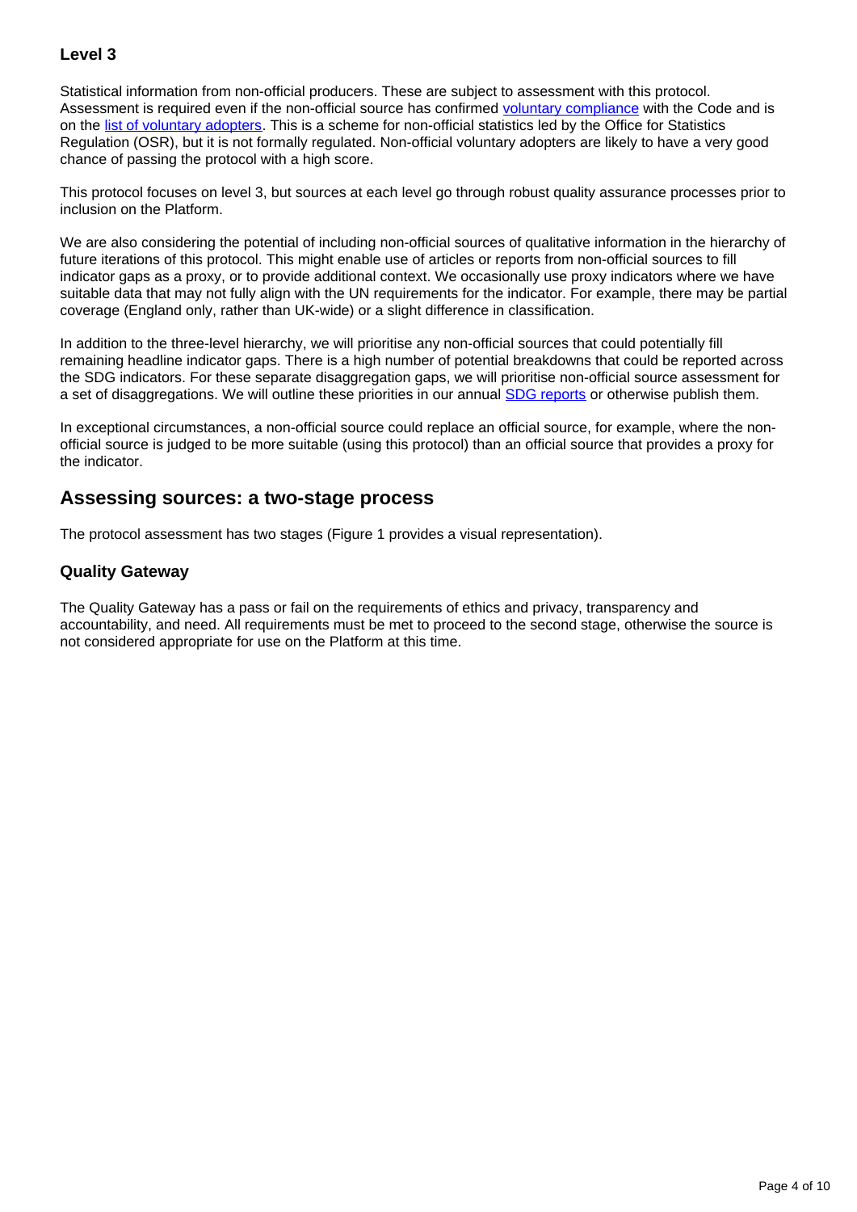### Level 3

Statistical information from non-official producers. These are subject to assessment with this protocol. Assessment is required even if the non-official source has confirmed voluntary compliance with the Code and is on the list of voluntary adopters. This is a scheme for non-official statistics led by the Office for Statistics Regulation (OSR), but it is not formally regulated. Non-official voluntary adopters are likely to have a very good chance of passing the protocol with a high score.

This protocol focuses on level 3, but sources at each level go through robust quality assurance processes prior to inclusion on the Platform.

We are also considering the potential of including non-official sources of qualitative information in the hierarchy of future iterations of this protocol. This might enable use of articles or reports from non-official sources to fill indicator gaps as a proxy, or to provide additional context. We occasionally use proxy indicators where we have suitable data that may not fully align with the UN requirements for the indicator. For example, there may be partial coverage (England only, rather than UK-wide) or a slight difference in classification.

In addition to the three-level hierarchy, we will prioritise any non-official sources that could potentially fill remaining headline indicator gaps. There is a high number of potential breakdowns that could be reported across the SDG indicators. For these separate disaggregation gaps, we will prioritise non-official source assessment for a set of disaggregations. We will outline these priorities in our annual SDG reports or otherwise publish them.

In exceptional circumstances, a non-official source could replace an official source, for example, where the non-official source is judged to be more suitable (using this protocol) than an official source that provides a proxy for the indicator.

## Assessing sources: a two-stage process

The protocol assessment has two stages (Figure 1 provides a visual representation).

### Quality Gateway

The Quality Gateway has a pass or fail on the requirements of ethics and privacy, transparency and accountability, and need. All requirements must be met to proceed to the second stage, otherwise the source is not considered appropriate for use on the Platform at this time.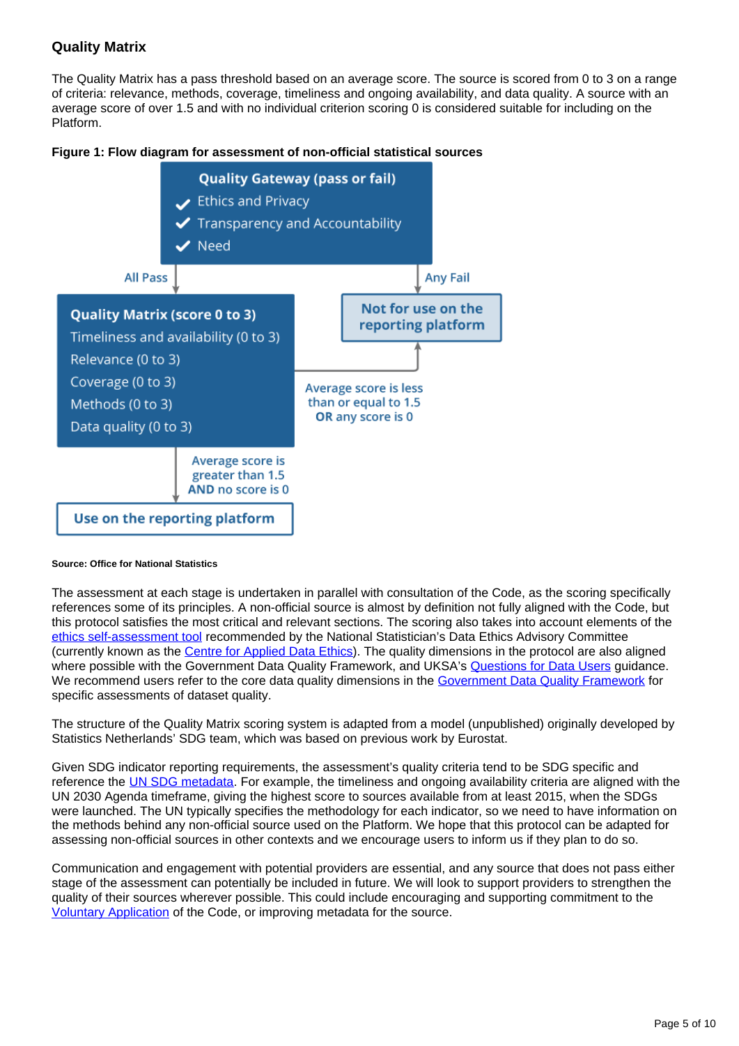## Quality Matrix

The Quality Matrix has a pass threshold based on an average score. The source is scored from 0 to 3 on a range of criteria: relevance, methods, coverage, timeliness and ongoing availability, and data quality. A source with an average score of over 1.5 and with no individual criterion scoring 0 is considered suitable for including on the Platform.

**Figure 1: Flow diagram for assessment of non-official statistical sources**

**Quality Gateway (pass or fail)**

- ✔ Ethics and Privacy
- ✔ Transparency and Accountability
- ✔ Need

All Pass → **Quality Matrix (score 0 to 3)**

- Timeliness and availability (0 to 3)
- Relevance (0 to 3)
- Coverage (0 to 3)
- Methods (0 to 3)
- Data quality (0 to 3)

Any Fail → **Not for use on the reporting platform**

Quality Matrix: Average score is less than or equal to 1.5 **OR** any score is 0 → **Not for use on the reporting platform**

Quality Matrix: Average score is greater than 1.5 **AND** no score is 0 → **Use on the reporting platform**

**Source: Office for National Statistics**

The assessment at each stage is undertaken in parallel with consultation of the Code, as the scoring specifically references some of its principles. A non-official source is almost by definition not fully aligned with the Code, but this protocol satisfies the most critical and relevant sections. The scoring also takes into account elements of the ethics self-assessment tool recommended by the National Statistician's Data Ethics Advisory Committee (currently known as the Centre for Applied Data Ethics). The quality dimensions in the protocol are also aligned where possible with the Government Data Quality Framework, and UKSA's Questions for Data Users guidance. We recommend users refer to the core data quality dimensions in the Government Data Quality Framework for specific assessments of dataset quality.

The structure of the Quality Matrix scoring system is adapted from a model (unpublished) originally developed by Statistics Netherlands' SDG team, which was based on previous work by Eurostat.

Given SDG indicator reporting requirements, the assessment's quality criteria tend to be SDG specific and reference the UN SDG metadata. For example, the timeliness and ongoing availability criteria are aligned with the UN 2030 Agenda timeframe, giving the highest score to sources available from at least 2015, when the SDGs were launched. The UN typically specifies the methodology for each indicator, so we need to have information on the methods behind any non-official source used on the Platform. We hope that this protocol can be adapted for assessing non-official sources in other contexts and we encourage users to inform us if they plan to do so.

Communication and engagement with potential providers are essential, and any source that does not pass either stage of the assessment can potentially be included in future. We will look to support providers to strengthen the quality of their sources wherever possible. This could include encouraging and supporting commitment to the Voluntary Application of the Code, or improving metadata for the source.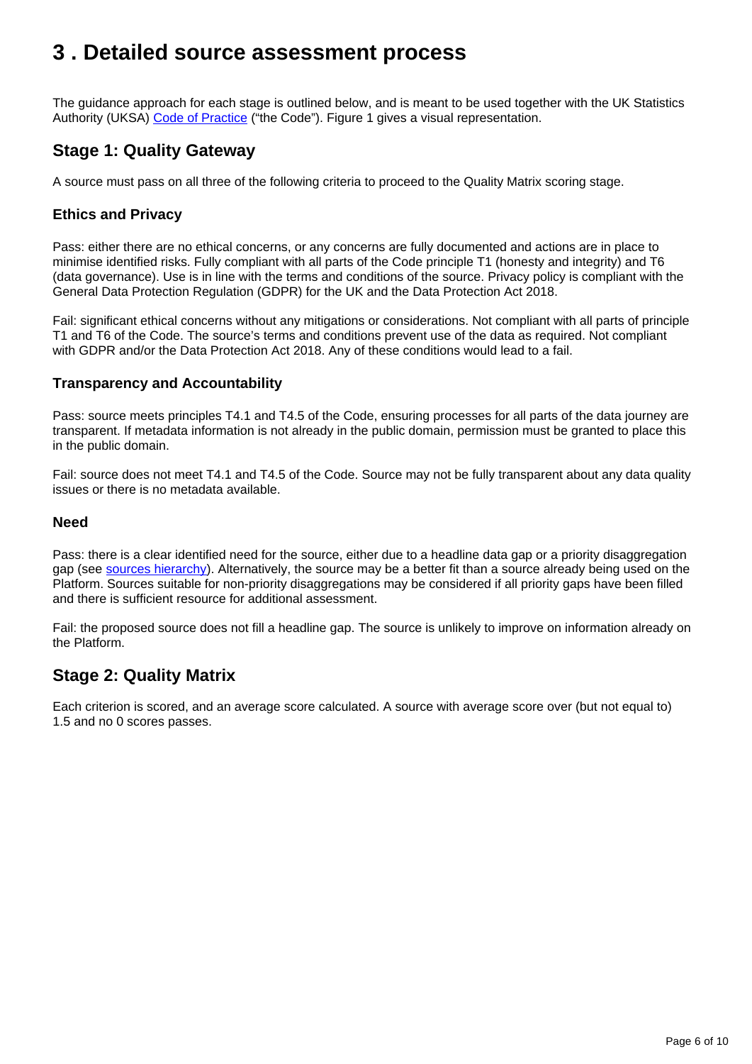# 3 . Detailed source assessment process

The guidance approach for each stage is outlined below, and is meant to be used together with the UK Statistics Authority (UKSA) [Code of Practice](#) ("the Code"). Figure 1 gives a visual representation.

## Stage 1: Quality Gateway

A source must pass on all three of the following criteria to proceed to the Quality Matrix scoring stage.

### Ethics and Privacy

Pass: either there are no ethical concerns, or any concerns are fully documented and actions are in place to minimise identified risks. Fully compliant with all parts of the Code principle T1 (honesty and integrity) and T6 (data governance). Use is in line with the terms and conditions of the source. Privacy policy is compliant with the General Data Protection Regulation (GDPR) for the UK and the Data Protection Act 2018.

Fail: significant ethical concerns without any mitigations or considerations. Not compliant with all parts of principle T1 and T6 of the Code. The source's terms and conditions prevent use of the data as required. Not compliant with GDPR and/or the Data Protection Act 2018. Any of these conditions would lead to a fail.

### Transparency and Accountability

Pass: source meets principles T4.1 and T4.5 of the Code, ensuring processes for all parts of the data journey are transparent. If metadata information is not already in the public domain, permission must be granted to place this in the public domain.

Fail: source does not meet T4.1 and T4.5 of the Code. Source may not be fully transparent about any data quality issues or there is no metadata available.

### Need

Pass: there is a clear identified need for the source, either due to a headline data gap or a priority disaggregation gap (see [sources hierarchy](#)). Alternatively, the source may be a better fit than a source already being used on the Platform. Sources suitable for non-priority disaggregations may be considered if all priority gaps have been filled and there is sufficient resource for additional assessment.

Fail: the proposed source does not fill a headline gap. The source is unlikely to improve on information already on the Platform.

## Stage 2: Quality Matrix

Each criterion is scored, and an average score calculated. A source with average score over (but not equal to) 1.5 and no 0 scores passes.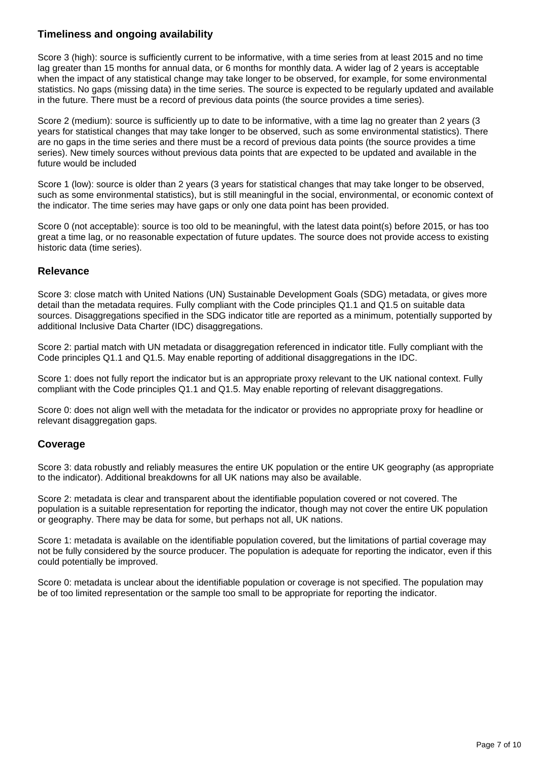### Timeliness and ongoing availability

Score 3 (high): source is sufficiently current to be informative, with a time series from at least 2015 and no time lag greater than 15 months for annual data, or 6 months for monthly data. A wider lag of 2 years is acceptable when the impact of any statistical change may take longer to be observed, for example, for some environmental statistics. No gaps (missing data) in the time series. The source is expected to be regularly updated and available in the future. There must be a record of previous data points (the source provides a time series).

Score 2 (medium): source is sufficiently up to date to be informative, with a time lag no greater than 2 years (3 years for statistical changes that may take longer to be observed, such as some environmental statistics). There are no gaps in the time series and there must be a record of previous data points (the source provides a time series). New timely sources without previous data points that are expected to be updated and available in the future would be included

Score 1 (low): source is older than 2 years (3 years for statistical changes that may take longer to be observed, such as some environmental statistics), but is still meaningful in the social, environmental, or economic context of the indicator. The time series may have gaps or only one data point has been provided.

Score 0 (not acceptable): source is too old to be meaningful, with the latest data point(s) before 2015, or has too great a time lag, or no reasonable expectation of future updates. The source does not provide access to existing historic data (time series).

### Relevance

Score 3: close match with United Nations (UN) Sustainable Development Goals (SDG) metadata, or gives more detail than the metadata requires. Fully compliant with the Code principles Q1.1 and Q1.5 on suitable data sources. Disaggregations specified in the SDG indicator title are reported as a minimum, potentially supported by additional Inclusive Data Charter (IDC) disaggregations.

Score 2: partial match with UN metadata or disaggregation referenced in indicator title. Fully compliant with the Code principles Q1.1 and Q1.5. May enable reporting of additional disaggregations in the IDC.

Score 1: does not fully report the indicator but is an appropriate proxy relevant to the UK national context. Fully compliant with the Code principles Q1.1 and Q1.5. May enable reporting of relevant disaggregations.

Score 0: does not align well with the metadata for the indicator or provides no appropriate proxy for headline or relevant disaggregation gaps.

### Coverage

Score 3: data robustly and reliably measures the entire UK population or the entire UK geography (as appropriate to the indicator). Additional breakdowns for all UK nations may also be available.

Score 2: metadata is clear and transparent about the identifiable population covered or not covered. The population is a suitable representation for reporting the indicator, though may not cover the entire UK population or geography. There may be data for some, but perhaps not all, UK nations.

Score 1: metadata is available on the identifiable population covered, but the limitations of partial coverage may not be fully considered by the source producer. The population is adequate for reporting the indicator, even if this could potentially be improved.

Score 0: metadata is unclear about the identifiable population or coverage is not specified. The population may be of too limited representation or the sample too small to be appropriate for reporting the indicator.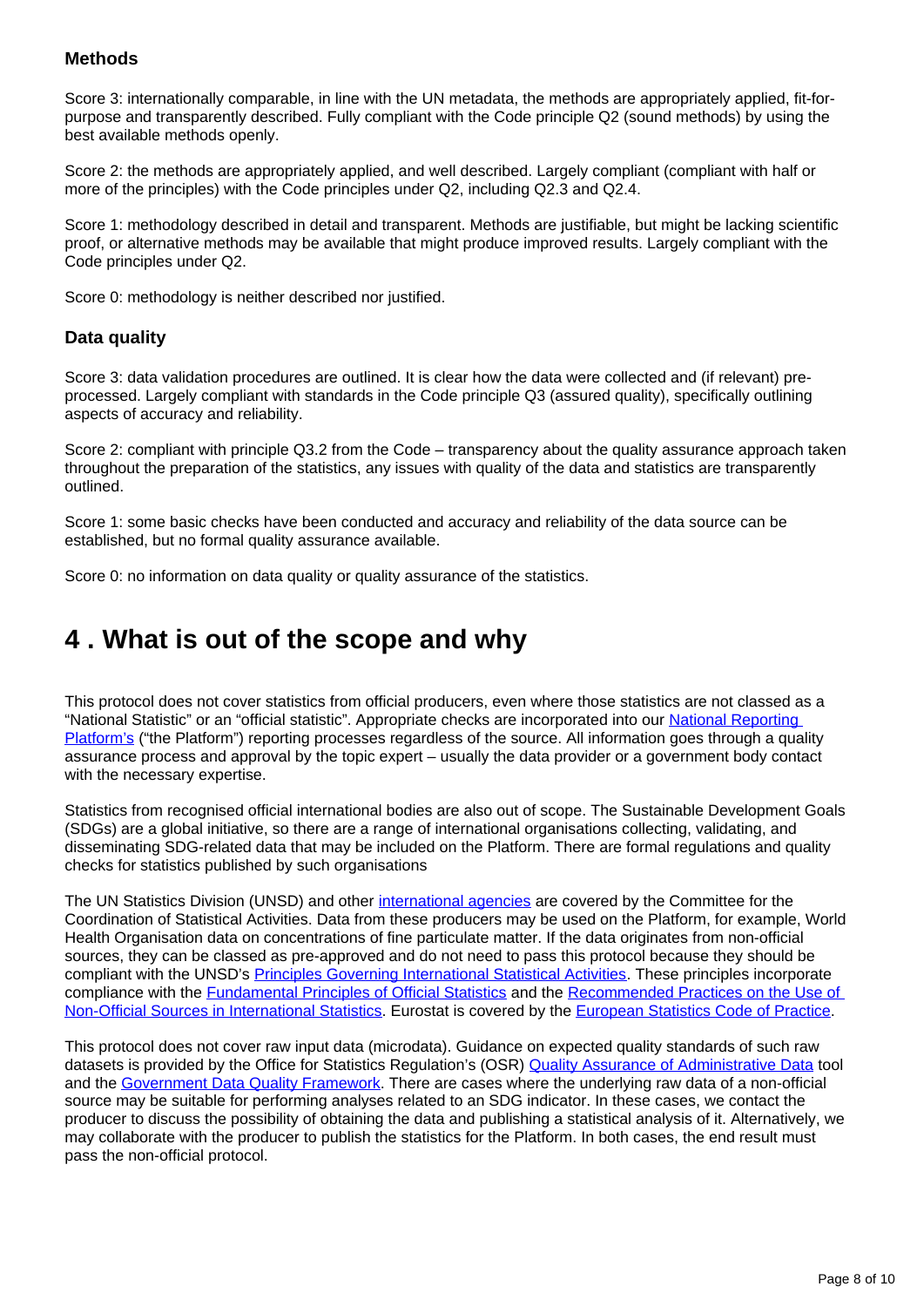### Methods

Score 3: internationally comparable, in line with the UN metadata, the methods are appropriately applied, fit-for-purpose and transparently described. Fully compliant with the Code principle Q2 (sound methods) by using the best available methods openly.

Score 2: the methods are appropriately applied, and well described. Largely compliant (compliant with half or more of the principles) with the Code principles under Q2, including Q2.3 and Q2.4.

Score 1: methodology described in detail and transparent. Methods are justifiable, but might be lacking scientific proof, or alternative methods may be available that might produce improved results. Largely compliant with the Code principles under Q2.

Score 0: methodology is neither described nor justified.

### Data quality

Score 3: data validation procedures are outlined. It is clear how the data were collected and (if relevant) pre-processed. Largely compliant with standards in the Code principle Q3 (assured quality), specifically outlining aspects of accuracy and reliability.

Score 2: compliant with principle Q3.2 from the Code – transparency about the quality assurance approach taken throughout the preparation of the statistics, any issues with quality of the data and statistics are transparently outlined.

Score 1: some basic checks have been conducted and accuracy and reliability of the data source can be established, but no formal quality assurance available.

Score 0: no information on data quality or quality assurance of the statistics.

## 4 . What is out of the scope and why

This protocol does not cover statistics from official producers, even where those statistics are not classed as a "National Statistic" or an "official statistic". Appropriate checks are incorporated into our National Reporting Platform's ("the Platform") reporting processes regardless of the source. All information goes through a quality assurance process and approval by the topic expert – usually the data provider or a government body contact with the necessary expertise.

Statistics from recognised official international bodies are also out of scope. The Sustainable Development Goals (SDGs) are a global initiative, so there are a range of international organisations collecting, validating, and disseminating SDG-related data that may be included on the Platform. There are formal regulations and quality checks for statistics published by such organisations

The UN Statistics Division (UNSD) and other international agencies are covered by the Committee for the Coordination of Statistical Activities. Data from these producers may be used on the Platform, for example, World Health Organisation data on concentrations of fine particulate matter. If the data originates from non-official sources, they can be classed as pre-approved and do not need to pass this protocol because they should be compliant with the UNSD's Principles Governing International Statistical Activities. These principles incorporate compliance with the Fundamental Principles of Official Statistics and the Recommended Practices on the Use of Non-Official Sources in International Statistics. Eurostat is covered by the European Statistics Code of Practice.

This protocol does not cover raw input data (microdata). Guidance on expected quality standards of such raw datasets is provided by the Office for Statistics Regulation's (OSR) Quality Assurance of Administrative Data tool and the Government Data Quality Framework. There are cases where the underlying raw data of a non-official source may be suitable for performing analyses related to an SDG indicator. In these cases, we contact the producer to discuss the possibility of obtaining the data and publishing a statistical analysis of it. Alternatively, we may collaborate with the producer to publish the statistics for the Platform. In both cases, the end result must pass the non-official protocol.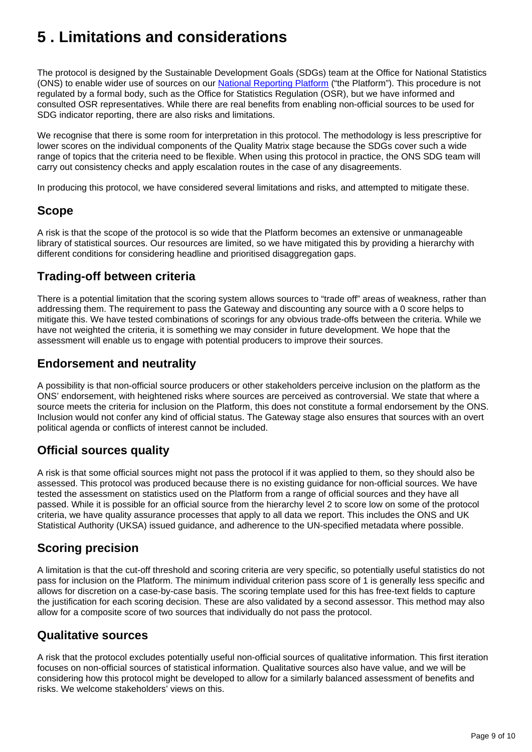# 5 . Limitations and considerations

The protocol is designed by the Sustainable Development Goals (SDGs) team at the Office for National Statistics (ONS) to enable wider use of sources on our National Reporting Platform ("the Platform"). This procedure is not regulated by a formal body, such as the Office for Statistics Regulation (OSR), but we have informed and consulted OSR representatives. While there are real benefits from enabling non-official sources to be used for SDG indicator reporting, there are also risks and limitations.

We recognise that there is some room for interpretation in this protocol. The methodology is less prescriptive for lower scores on the individual components of the Quality Matrix stage because the SDGs cover such a wide range of topics that the criteria need to be flexible. When using this protocol in practice, the ONS SDG team will carry out consistency checks and apply escalation routes in the case of any disagreements.

In producing this protocol, we have considered several limitations and risks, and attempted to mitigate these.

## Scope

A risk is that the scope of the protocol is so wide that the Platform becomes an extensive or unmanageable library of statistical sources. Our resources are limited, so we have mitigated this by providing a hierarchy with different conditions for considering headline and prioritised disaggregation gaps.

## Trading-off between criteria

There is a potential limitation that the scoring system allows sources to "trade off" areas of weakness, rather than addressing them. The requirement to pass the Gateway and discounting any source with a 0 score helps to mitigate this. We have tested combinations of scorings for any obvious trade-offs between the criteria. While we have not weighted the criteria, it is something we may consider in future development. We hope that the assessment will enable us to engage with potential producers to improve their sources.

## Endorsement and neutrality

A possibility is that non-official source producers or other stakeholders perceive inclusion on the platform as the ONS' endorsement, with heightened risks where sources are perceived as controversial. We state that where a source meets the criteria for inclusion on the Platform, this does not constitute a formal endorsement by the ONS. Inclusion would not confer any kind of official status. The Gateway stage also ensures that sources with an overt political agenda or conflicts of interest cannot be included.

## Official sources quality

A risk is that some official sources might not pass the protocol if it was applied to them, so they should also be assessed. This protocol was produced because there is no existing guidance for non-official sources. We have tested the assessment on statistics used on the Platform from a range of official sources and they have all passed. While it is possible for an official source from the hierarchy level 2 to score low on some of the protocol criteria, we have quality assurance processes that apply to all data we report. This includes the ONS and UK Statistical Authority (UKSA) issued guidance, and adherence to the UN-specified metadata where possible.

## Scoring precision

A limitation is that the cut-off threshold and scoring criteria are very specific, so potentially useful statistics do not pass for inclusion on the Platform. The minimum individual criterion pass score of 1 is generally less specific and allows for discretion on a case-by-case basis. The scoring template used for this has free-text fields to capture the justification for each scoring decision. These are also validated by a second assessor. This method may also allow for a composite score of two sources that individually do not pass the protocol.

## Qualitative sources

A risk that the protocol excludes potentially useful non-official sources of qualitative information. This first iteration focuses on non-official sources of statistical information. Qualitative sources also have value, and we will be considering how this protocol might be developed to allow for a similarly balanced assessment of benefits and risks. We welcome stakeholders' views on this.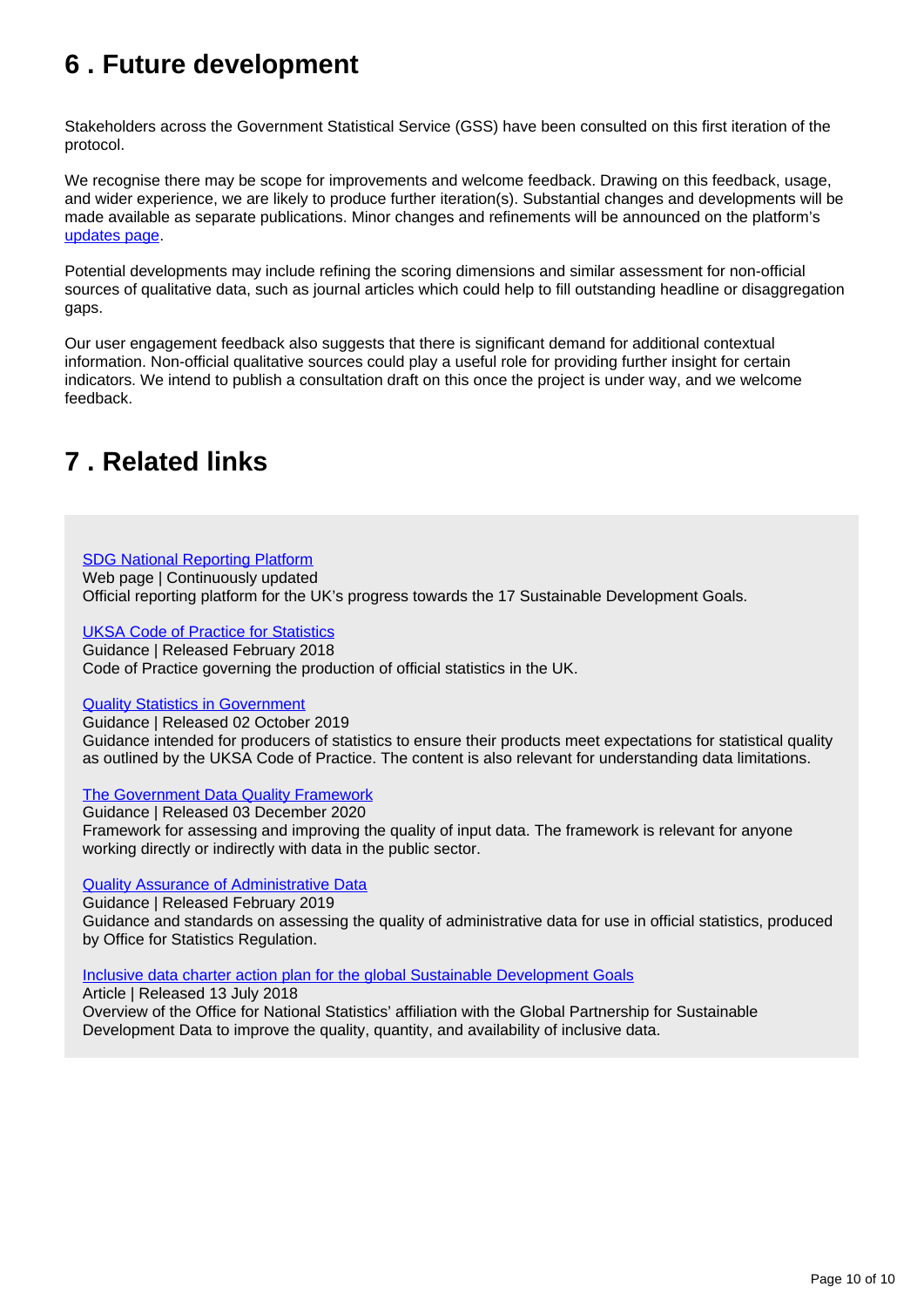## 6 . Future development

Stakeholders across the Government Statistical Service (GSS) have been consulted on this first iteration of the protocol.

We recognise there may be scope for improvements and welcome feedback. Drawing on this feedback, usage, and wider experience, we are likely to produce further iteration(s). Substantial changes and developments will be made available as separate publications. Minor changes and refinements will be announced on the platform's updates page.

Potential developments may include refining the scoring dimensions and similar assessment for non-official sources of qualitative data, such as journal articles which could help to fill outstanding headline or disaggregation gaps.

Our user engagement feedback also suggests that there is significant demand for additional contextual information. Non-official qualitative sources could play a useful role for providing further insight for certain indicators. We intend to publish a consultation draft on this once the project is under way, and we welcome feedback.

## 7 . Related links

SDG National Reporting Platform
Web page | Continuously updated
Official reporting platform for the UK's progress towards the 17 Sustainable Development Goals.

UKSA Code of Practice for Statistics
Guidance | Released February 2018
Code of Practice governing the production of official statistics in the UK.

Quality Statistics in Government
Guidance | Released 02 October 2019
Guidance intended for producers of statistics to ensure their products meet expectations for statistical quality as outlined by the UKSA Code of Practice. The content is also relevant for understanding data limitations.

The Government Data Quality Framework
Guidance | Released 03 December 2020
Framework for assessing and improving the quality of input data. The framework is relevant for anyone working directly or indirectly with data in the public sector.

Quality Assurance of Administrative Data
Guidance | Released February 2019
Guidance and standards on assessing the quality of administrative data for use in official statistics, produced by Office for Statistics Regulation.

Inclusive data charter action plan for the global Sustainable Development Goals
Article | Released 13 July 2018
Overview of the Office for National Statistics' affiliation with the Global Partnership for Sustainable Development Data to improve the quality, quantity, and availability of inclusive data.